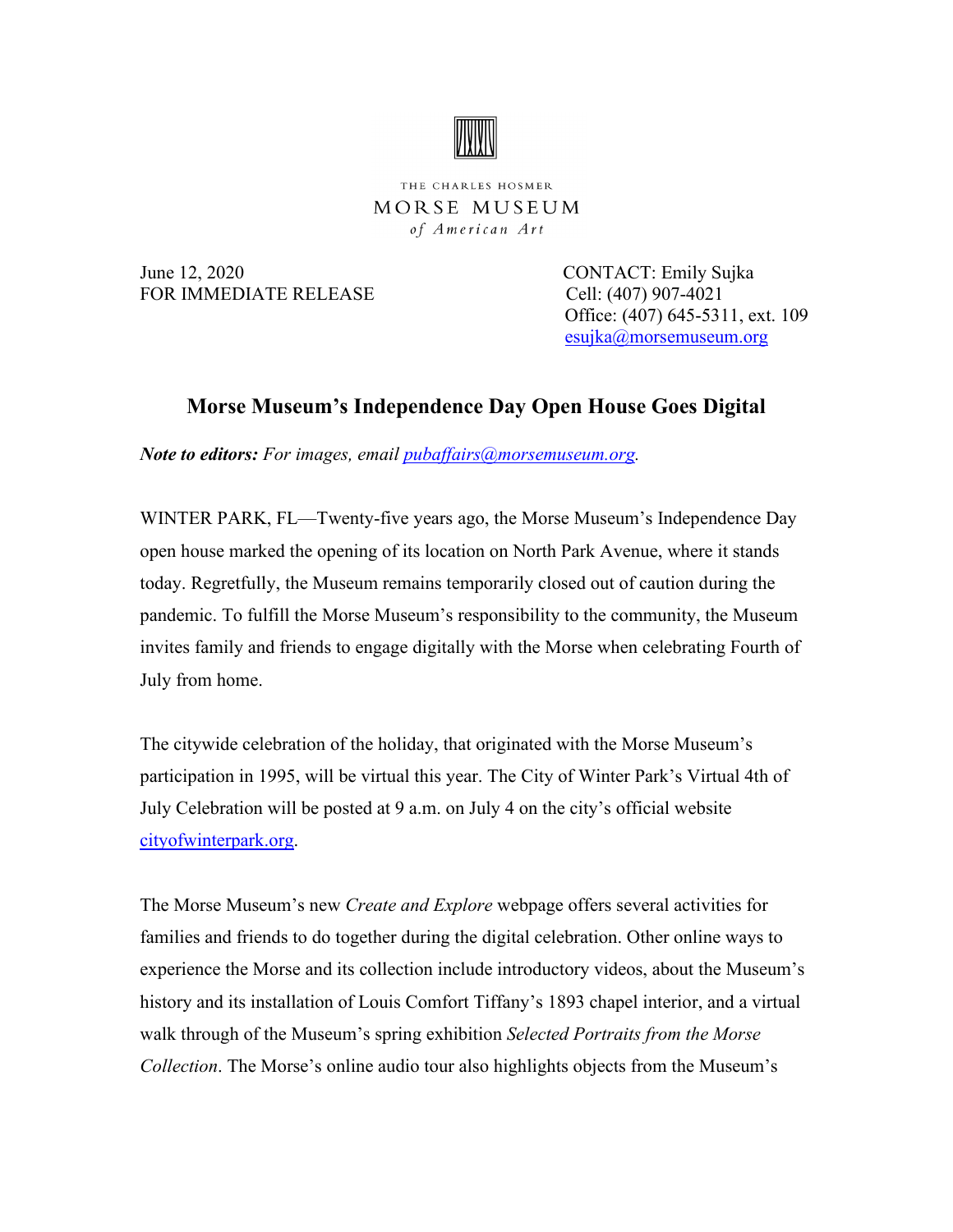THE CHARLES HOSMER
MORSE MUSEUM
*of American Art*

June 12, 2020
FOR IMMEDIATE RELEASE

CONTACT: Emily Sujka
Cell: (407) 907-4021
Office: (407) 645-5311, ext. 109
esujka@morsemuseum.org

## Morse Museum's Independence Day Open House Goes Digital

***Note to editors:*** *For images, email pubaffairs@morsemuseum.org.*

WINTER PARK, FL—Twenty-five years ago, the Morse Museum's Independence Day open house marked the opening of its location on North Park Avenue, where it stands today. Regretfully, the Museum remains temporarily closed out of caution during the pandemic. To fulfill the Morse Museum's responsibility to the community, the Museum invites family and friends to engage digitally with the Morse when celebrating Fourth of July from home.

The citywide celebration of the holiday, that originated with the Morse Museum's participation in 1995, will be virtual this year. The City of Winter Park's Virtual 4th of July Celebration will be posted at 9 a.m. on July 4 on the city's official website cityofwinterpark.org.

The Morse Museum's new *Create and Explore* webpage offers several activities for families and friends to do together during the digital celebration. Other online ways to experience the Morse and its collection include introductory videos, about the Museum's history and its installation of Louis Comfort Tiffany's 1893 chapel interior, and a virtual walk through of the Museum's spring exhibition *Selected Portraits from the Morse Collection*. The Morse's online audio tour also highlights objects from the Museum's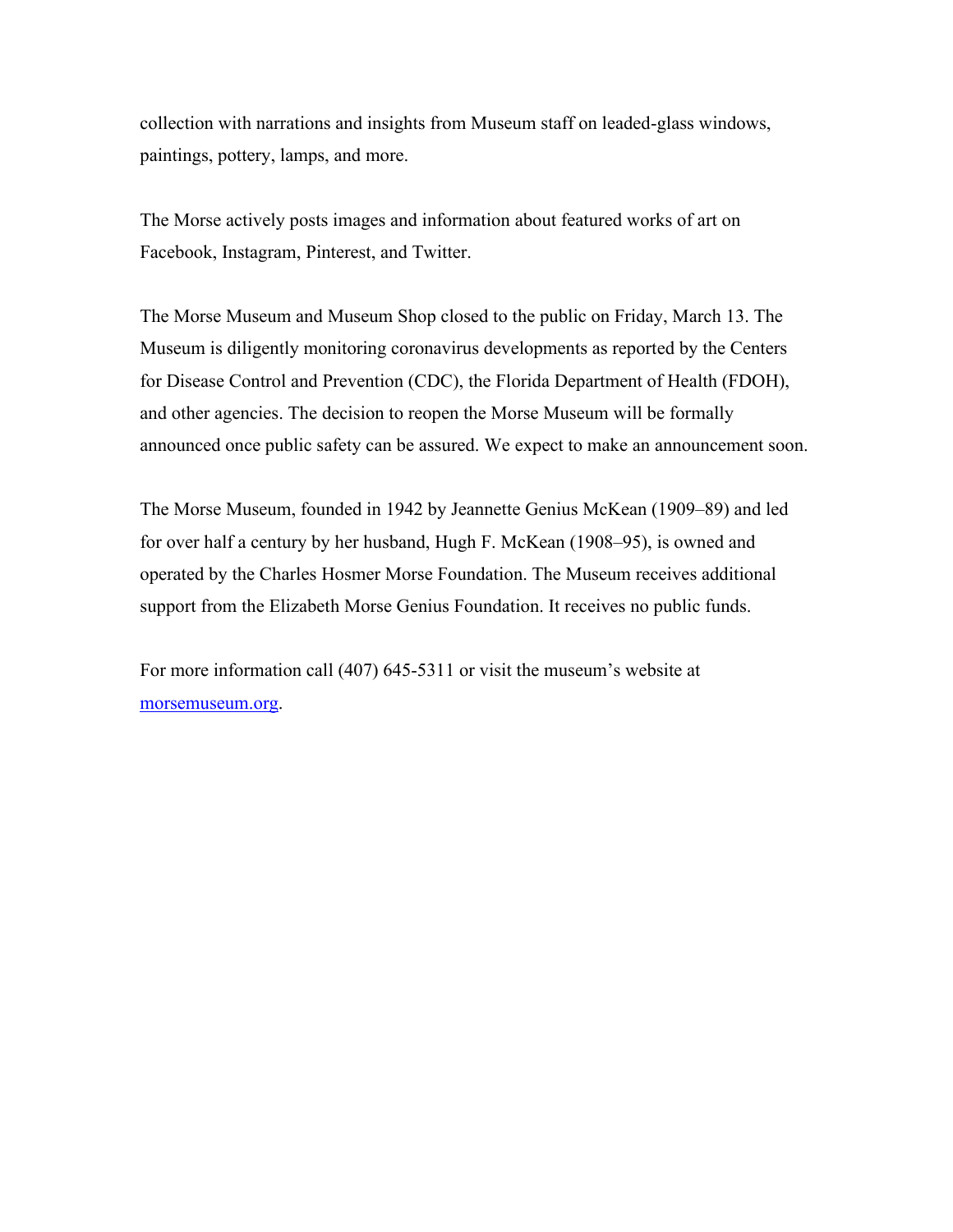collection with narrations and insights from Museum staff on leaded-glass windows, paintings, pottery, lamps, and more.

The Morse actively posts images and information about featured works of art on Facebook, Instagram, Pinterest, and Twitter.

The Morse Museum and Museum Shop closed to the public on Friday, March 13. The Museum is diligently monitoring coronavirus developments as reported by the Centers for Disease Control and Prevention (CDC), the Florida Department of Health (FDOH), and other agencies. The decision to reopen the Morse Museum will be formally announced once public safety can be assured. We expect to make an announcement soon.

The Morse Museum, founded in 1942 by Jeannette Genius McKean (1909–89) and led for over half a century by her husband, Hugh F. McKean (1908–95), is owned and operated by the Charles Hosmer Morse Foundation. The Museum receives additional support from the Elizabeth Morse Genius Foundation. It receives no public funds.

For more information call (407) 645-5311 or visit the museum's website at [morsemuseum.org](morsemuseum.org).